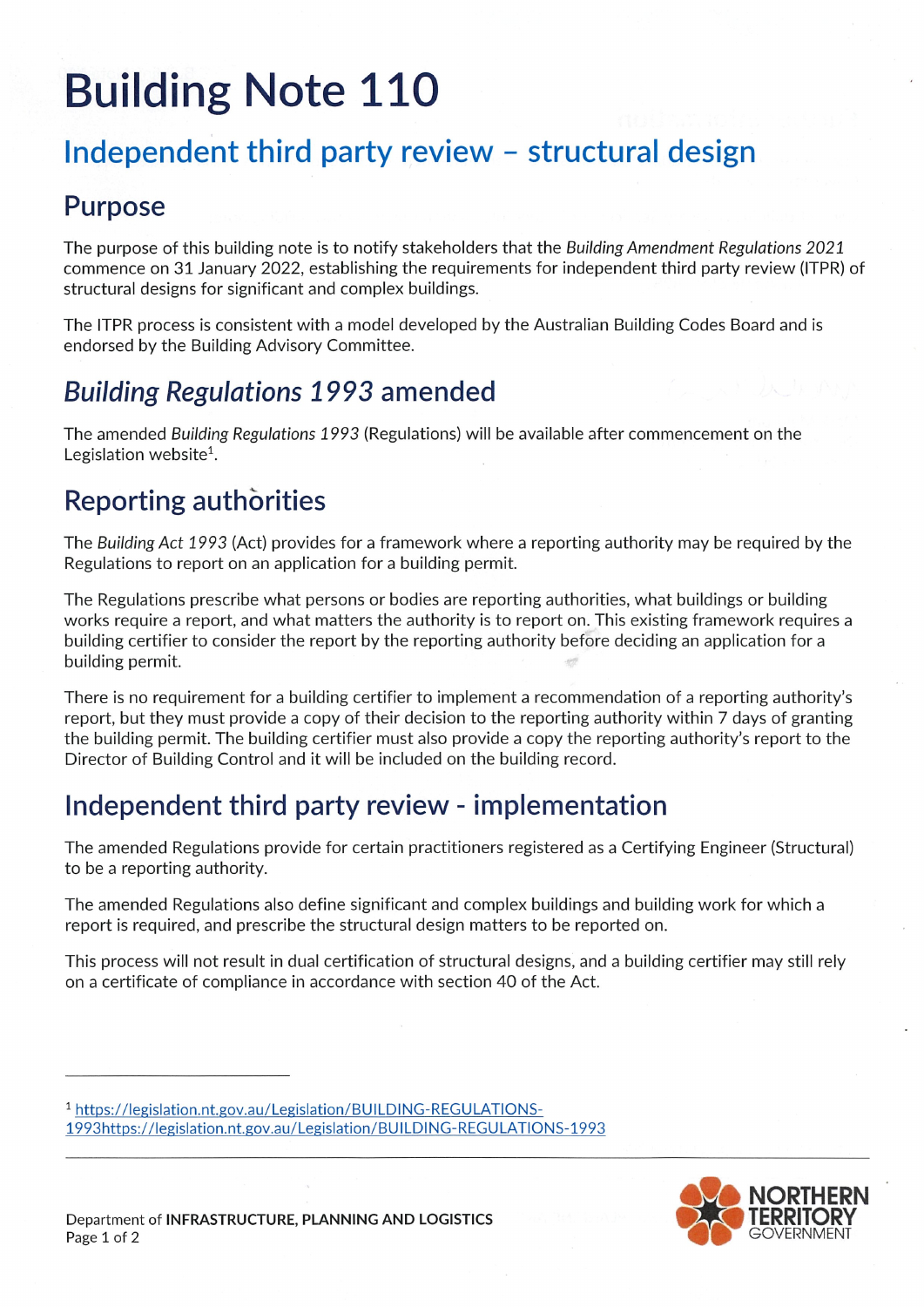# Building Note 110

## Independent third party review – structural design

## Purpose

The purpose of this building note is to notify stakeholders that the *Building Amendment Regulations 2021* commence on 31 January 2022, establishing the requirements for independent third party review (ITPR) of structural designs for significant and complex buildings.

The ITPR process is consistent with a model developed by the Australian Building Codes Board and is endorsed by the Building Advisory Committee.

## *Building Regulations 1993* amended

The amended *Building Regulations 1993* (Regulations) will be available after commencement on the Legislation website[1].

## Reporting authorities

The *Building Act 1993* (Act) provides for a framework where a reporting authority may be required by the Regulations to report on an application for a building permit.

The Regulations prescribe what persons or bodies are reporting authorities, what buildings or building works require a report, and what matters the authority is to report on. This existing framework requires a building certifier to consider the report by the reporting authority before deciding an application for a building permit.

There is no requirement for a building certifier to implement a recommendation of a reporting authority's report, but they must provide a copy of their decision to the reporting authority within 7 days of granting the building permit. The building certifier must also provide a copy the reporting authority's report to the Director of Building Control and it will be included on the building record.

## Independent third party review - implementation

The amended Regulations provide for certain practitioners registered as a Certifying Engineer (Structural) to be a reporting authority.

The amended Regulations also define significant and complex buildings and building work for which a report is required, and prescribe the structural design matters to be reported on.

This process will not result in dual certification of structural designs, and a building certifier may still rely on a certificate of compliance in accordance with section 40 of the Act.

---

[1] https://legislation.nt.gov.au/Legislation/BUILDING-REGULATIONS-1993https://legislation.nt.gov.au/Legislation/BUILDING-REGULATIONS-1993

Department of **INFRASTRUCTURE, PLANNING AND LOGISTICS**

NORTHERN TERRITORY GOVERNMENT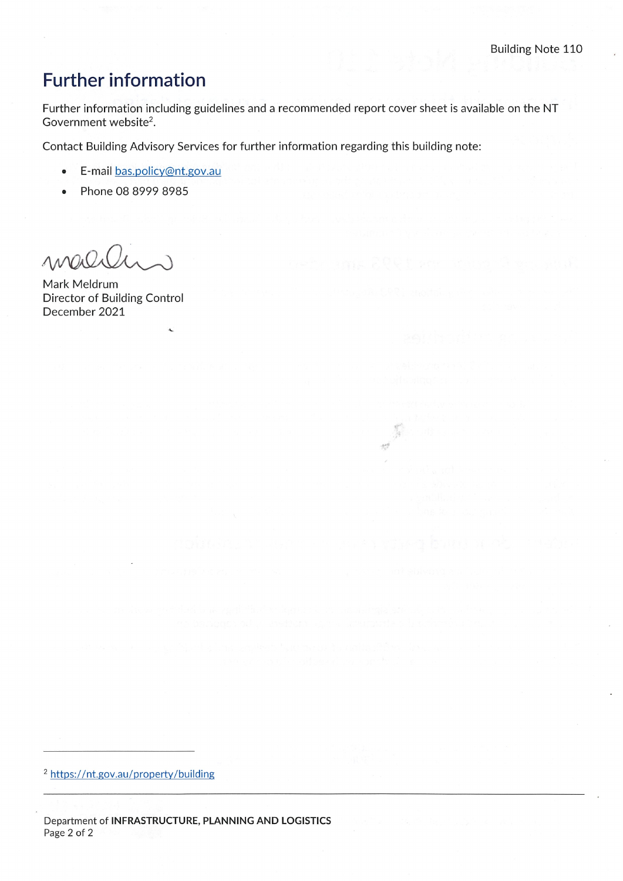## Further information

Further information including guidelines and a recommended report cover sheet is available on the NT Government website[2].

Contact Building Advisory Services for further information regarding this building note:

- E-mail bas.policy@nt.gov.au
- Phone 08 8999 8985

Mark Meldrum
Director of Building Control
December 2021

---

[2] https://nt.gov.au/property/building